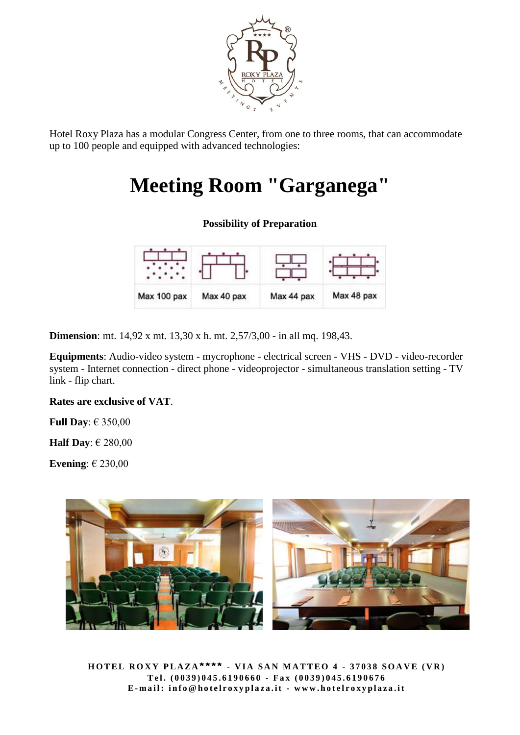Hotel Roxy Plaza has a modular Congress Center, from one to three rooms, that can accommodate up to 100 people and equipped with advanced technologies:

# Meeting Room "Garganega"

**Possibility of Preparation**

| | | | |
|---|---|---|---|
| Max 100 pax | Max 40 pax | Max 44 pax | Max 48 pax |

**Dimension**: mt. 14,92 x mt. 13,30 x h. mt. 2,57/3,00 - in all mq. 198,43.

**Equipments**: Audio-video system - mycrophone - electrical screen - VHS - DVD - video-recorder system - Internet connection - direct phone - videoprojector - simultaneous translation setting - TV link - flip chart.

**Rates are exclusive of VAT**.

**Full Day**: € 350,00

**Half Day**: € 280,00

**Evening**: € 230,00

**HOTEL ROXY PLAZA\*\*\*\* - VIA SAN MATTEO 4 - 37038 SOAVE (VR)**
**Tel. (0039)045.6190660 - Fax (0039)045.6190676**
**E-mail: info@hotelroxyplaza.it - www.hotelroxyplaza.it**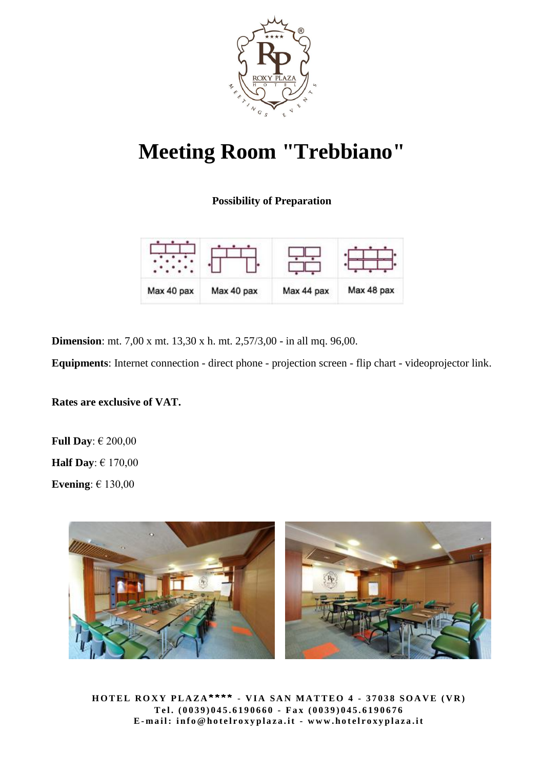# Meeting Room "Trebbiano"

**Possibility of Preparation**

| | | | |
|---|---|---|---|
| Max 40 pax | Max 40 pax | Max 44 pax | Max 48 pax |

**Dimension**: mt. 7,00 x mt. 13,30 x h. mt. 2,57/3,00 - in all mq. 96,00.

**Equipments**: Internet connection - direct phone - projection screen - flip chart - videoprojector link.

**Rates are exclusive of VAT.**

**Full Day**: € 200,00

**Half Day**: € 170,00

**Evening**: € 130,00

**HOTEL ROXY PLAZA\*\*\*\* - VIA SAN MATTEO 4 - 37038 SOAVE (VR)**
**Tel. (0039)045.6190660 - Fax (0039)045.6190676**
**E-mail: info@hotelroxyplaza.it - www.hotelroxyplaza.it**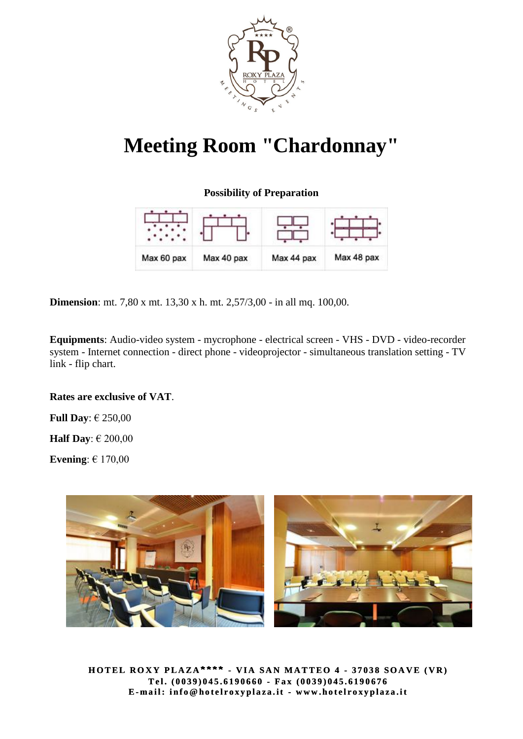# Meeting Room "Chardonnay"

**Possibility of Preparation**

| | | | |
|---|---|---|---|
| Max 60 pax | Max 40 pax | Max 44 pax | Max 48 pax |

**Dimension**: mt. 7,80 x mt. 13,30 x h. mt. 2,57/3,00 - in all mq. 100,00.

**Equipments**: Audio-video system - mycrophone - electrical screen - VHS - DVD - video-recorder system - Internet connection - direct phone - videoprojector - simultaneous translation setting - TV link - flip chart.

**Rates are exclusive of VAT**.

**Full Day**: € 250,00

**Half Day**: € 200,00

**Evening**: € 170,00

**HOTEL ROXY PLAZA\*\*\*\* - VIA SAN MATTEO 4 - 37038 SOAVE (VR)**
**Tel. (0039)045.6190660 - Fax (0039)045.6190676**
**E-mail: info@hotelroxyplaza.it - www.hotelroxyplaza.it**